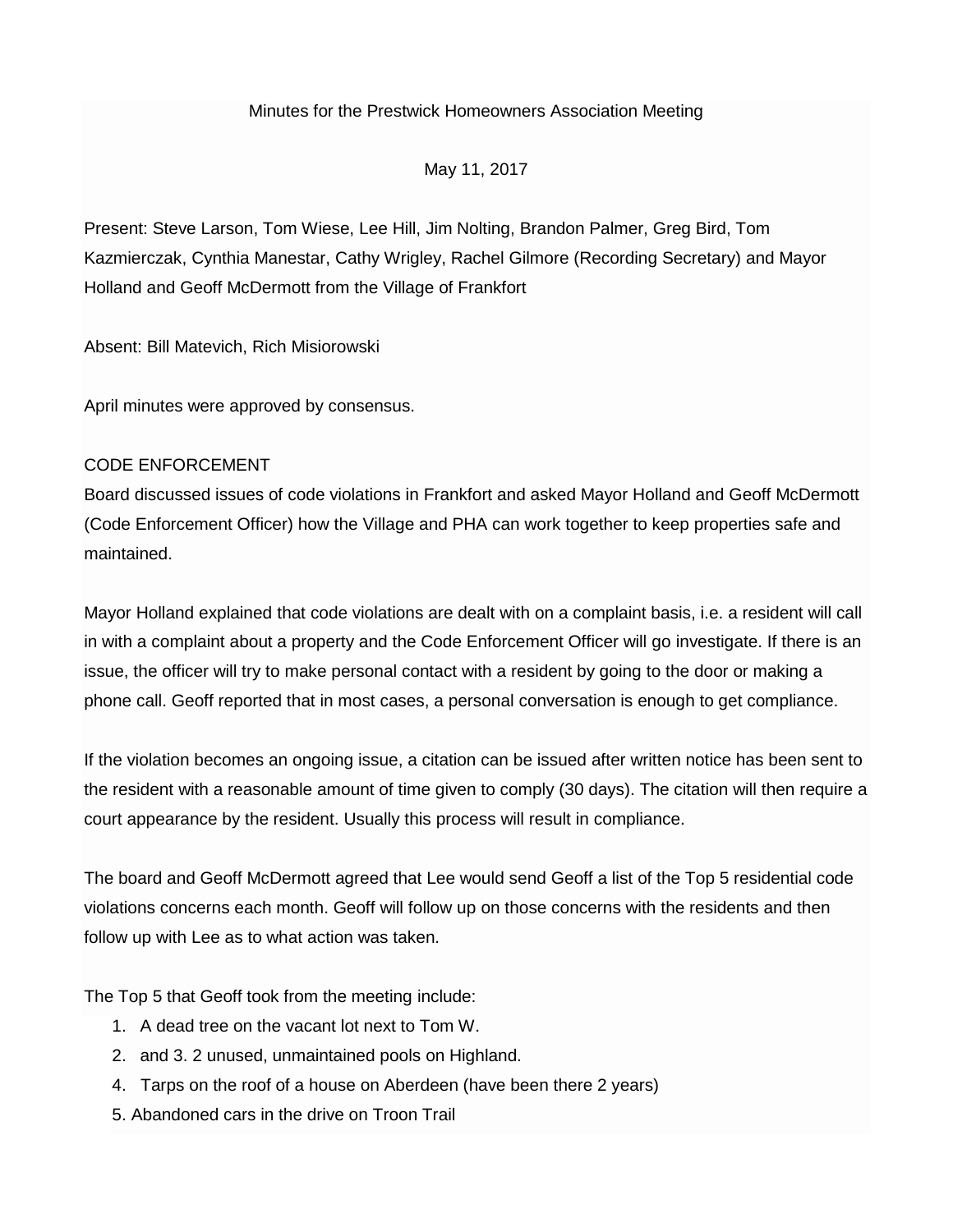# Minutes for the Prestwick Homeowners Association Meeting

May 11, 2017

Present: Steve Larson, Tom Wiese, Lee Hill, Jim Nolting, Brandon Palmer, Greg Bird, Tom Kazmierczak, Cynthia Manestar, Cathy Wrigley, Rachel Gilmore (Recording Secretary) and Mayor Holland and Geoff McDermott from the Village of Frankfort

Absent: Bill Matevich, Rich Misiorowski

April minutes were approved by consensus.

## CODE ENFORCEMENT

Board discussed issues of code violations in Frankfort and asked Mayor Holland and Geoff McDermott (Code Enforcement Officer) how the Village and PHA can work together to keep properties safe and maintained.

Mayor Holland explained that code violations are dealt with on a complaint basis, i.e. a resident will call in with a complaint about a property and the Code Enforcement Officer will go investigate. If there is an issue, the officer will try to make personal contact with a resident by going to the door or making a phone call. Geoff reported that in most cases, a personal conversation is enough to get compliance.

If the violation becomes an ongoing issue, a citation can be issued after written notice has been sent to the resident with a reasonable amount of time given to comply (30 days). The citation will then require a court appearance by the resident. Usually this process will result in compliance.

The board and Geoff McDermott agreed that Lee would send Geoff a list of the Top 5 residential code violations concerns each month. Geoff will follow up on those concerns with the residents and then follow up with Lee as to what action was taken.

The Top 5 that Geoff took from the meeting include:

1. A dead tree on the vacant lot next to Tom W.
2. and 3. 2 unused, unmaintained pools on Highland.
4. Tarps on the roof of a house on Aberdeen (have been there 2 years)
5. Abandoned cars in the drive on Troon Trail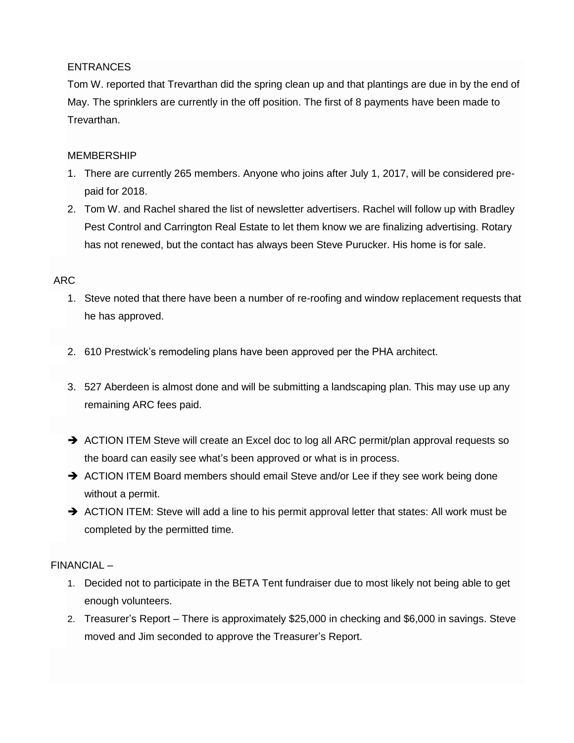ENTRANCES

Tom W. reported that Trevarthan did the spring clean up and that plantings are due in by the end of May. The sprinklers are currently in the off position. The first of 8 payments have been made to Trevarthan.

MEMBERSHIP

1. There are currently 265 members. Anyone who joins after July 1, 2017, will be considered pre-paid for 2018.
2. Tom W. and Rachel shared the list of newsletter advertisers. Rachel will follow up with Bradley Pest Control and Carrington Real Estate to let them know we are finalizing advertising. Rotary has not renewed, but the contact has always been Steve Purucker. His home is for sale.

ARC

1. Steve noted that there have been a number of re-roofing and window replacement requests that he has approved.
2. 610 Prestwick's remodeling plans have been approved per the PHA architect.
3. 527 Aberdeen is almost done and will be submitting a landscaping plan. This may use up any remaining ARC fees paid.

- ➔ ACTION ITEM Steve will create an Excel doc to log all ARC permit/plan approval requests so the board can easily see what's been approved or what is in process.
- ➔ ACTION ITEM Board members should email Steve and/or Lee if they see work being done without a permit.
- ➔ ACTION ITEM: Steve will add a line to his permit approval letter that states: All work must be completed by the permitted time.

FINANCIAL –

1. Decided not to participate in the BETA Tent fundraiser due to most likely not being able to get enough volunteers.
2. Treasurer's Report – There is approximately $25,000 in checking and $6,000 in savings. Steve moved and Jim seconded to approve the Treasurer's Report.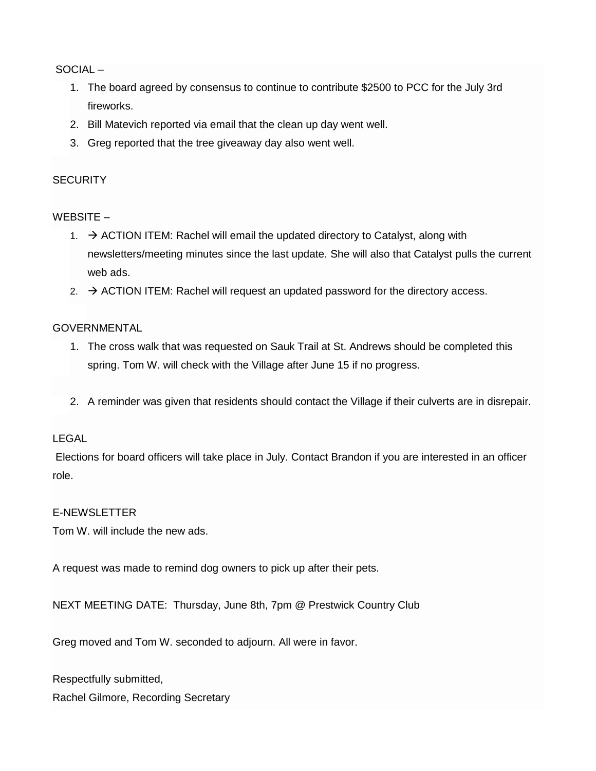SOCIAL –

1. The board agreed by consensus to continue to contribute $2500 to PCC for the July 3rd fireworks.
2. Bill Matevich reported via email that the clean up day went well.
3. Greg reported that the tree giveaway day also went well.

SECURITY

WEBSITE –

1. → ACTION ITEM: Rachel will email the updated directory to Catalyst, along with newsletters/meeting minutes since the last update. She will also that Catalyst pulls the current web ads.
2. → ACTION ITEM: Rachel will request an updated password for the directory access.

GOVERNMENTAL

1. The cross walk that was requested on Sauk Trail at St. Andrews should be completed this spring. Tom W. will check with the Village after June 15 if no progress.
2. A reminder was given that residents should contact the Village if their culverts are in disrepair.

LEGAL

Elections for board officers will take place in July. Contact Brandon if you are interested in an officer role.

E-NEWSLETTER

Tom W. will include the new ads.

A request was made to remind dog owners to pick up after their pets.

NEXT MEETING DATE: Thursday, June 8th, 7pm @ Prestwick Country Club

Greg moved and Tom W. seconded to adjourn. All were in favor.

Respectfully submitted,
Rachel Gilmore, Recording Secretary